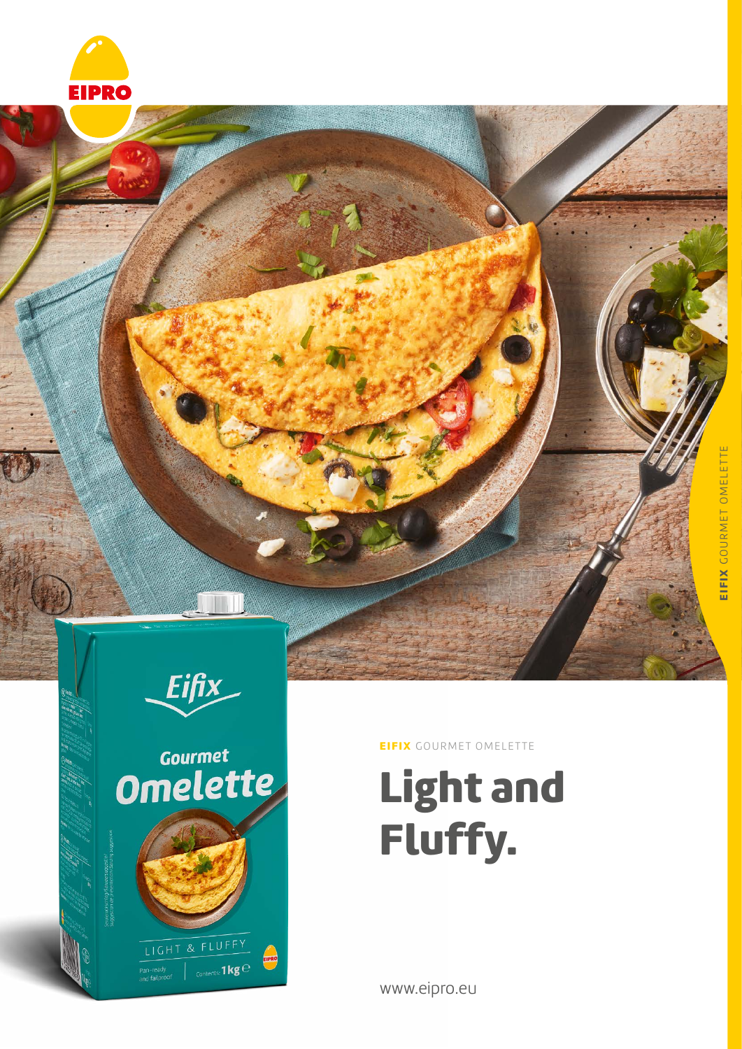EIPRO

**EIFIX** GOURMET OMELETTE

# Light and Fluffy.

www.eipro.eu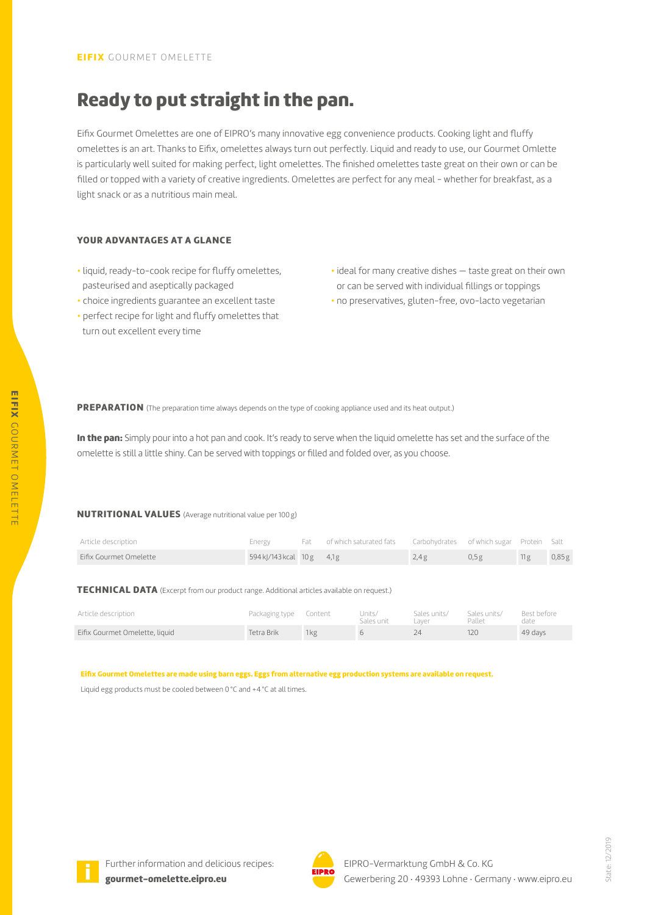**EIFIX** GOURMET OMELETTE

# Ready to put straight in the pan.

Eifix Gourmet Omelettes are one of EIPRO's many innovative egg convenience products. Cooking light and fluffy omelettes is an art. Thanks to Eifix, omelettes always turn out perfectly. Liquid and ready to use, our Gourmet Omlette is particularly well suited for making perfect, light omelettes. The finished omelettes taste great on their own or can be filled or topped with a variety of creative ingredients. Omelettes are perfect for any meal - whether for breakfast, as a light snack or as a nutritious main meal.

## YOUR ADVANTAGES AT A GLANCE

- liquid, ready-to-cook recipe for fluffy omelettes, pasteurised and aseptically packaged
- choice ingredients guarantee an excellent taste
- perfect recipe for light and fluffy omelettes that turn out excellent every time
- ideal for many creative dishes — taste great on their own or can be served with individual fillings or toppings
- no preservatives, gluten-free, ovo-lacto vegetarian

## PREPARATION (The preparation time always depends on the type of cooking appliance used and its heat output.)

**In the pan:** Simply pour into a hot pan and cook. It's ready to serve when the liquid omelette has set and the surface of the omelette is still a little shiny. Can be served with toppings or filled and folded over, as you choose.

## NUTRITIONAL VALUES (Average nutritional value per 100 g)

| Article description | Energy | Fat | of which saturated fats | Carbohydrates | of which sugar | Protein | Salt |
|---|---|---|---|---|---|---|---|
| Eifix Gourmet Omelette | 594 kJ/143 kcal | 10 g | 4,1 g | 2,4 g | 0,5 g | 11 g | 0,85 g |

## TECHNICAL DATA (Excerpt from our product range. Additional articles available on request.)

| Article description | Packaging type | Content | Units/ Sales unit | Sales units/ Layer | Sales units/ Pallet | Best before date |
|---|---|---|---|---|---|---|
| Eifix Gourmet Omelette, liquid | Tetra Brik | 1 kg | 6 | 24 | 120 | 49 days |

**Eifix Gourmet Omelettes are made using barn eggs. Eggs from alternative egg production systems are available on request.**

Liquid egg products must be cooled between 0 °C and +4 °C at all times.

Further information and delicious recipes:
**gourmet-omelette.eipro.eu**

EIPRO-Vermarktung GmbH & Co. KG
Gewerbering 20 · 49393 Lohne · Germany · www.eipro.eu

State: 12/2019